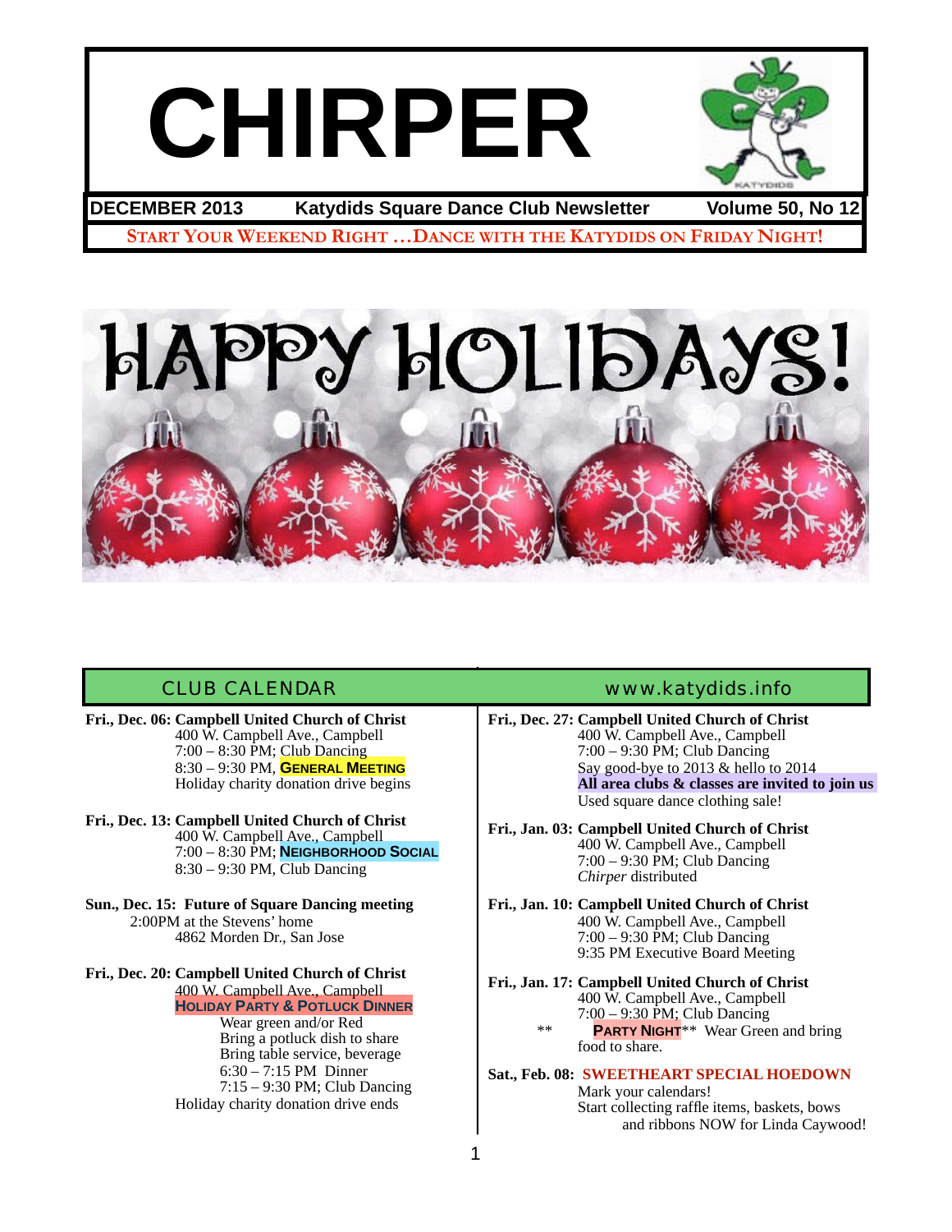# CHIRPER

**DECEMBER 2013** **Katydids Square Dance Club Newsletter** **Volume 50, No 12**

START YOUR WEEKEND RIGHT …DANCE WITH THE KATYDIDS ON FRIDAY NIGHT!

HAPPY HOLIDAYS!

## CLUB CALENDAR

www.katydids.info

**Fri., Dec. 06: Campbell United Church of Christ**
400 W. Campbell Ave., Campbell
7:00 – 8:30 PM; Club Dancing
8:30 – 9:30 PM, **GENERAL MEETING**
Holiday charity donation drive begins

**Fri., Dec. 13: Campbell United Church of Christ**
400 W. Campbell Ave., Campbell
7:00 – 8:30 PM; **NEIGHBORHOOD SOCIAL**
8:30 – 9:30 PM, Club Dancing

**Sun., Dec. 15: Future of Square Dancing meeting**
2:00PM at the Stevens' home
4862 Morden Dr., San Jose

**Fri., Dec. 20: Campbell United Church of Christ**
400 W. Campbell Ave., Campbell
**HOLIDAY PARTY & POTLUCK DINNER**
Wear green and/or Red
Bring a potluck dish to share
Bring table service, beverage
6:30 – 7:15 PM Dinner
7:15 – 9:30 PM; Club Dancing
Holiday charity donation drive ends

**Fri., Dec. 27: Campbell United Church of Christ**
400 W. Campbell Ave., Campbell
7:00 – 9:30 PM; Club Dancing
Say good-bye to 2013 & hello to 2014
**All area clubs & classes are invited to join us**
Used square dance clothing sale!

**Fri., Jan. 03: Campbell United Church of Christ**
400 W. Campbell Ave., Campbell
7:00 – 9:30 PM; Club Dancing
*Chirper* distributed

**Fri., Jan. 10: Campbell United Church of Christ**
400 W. Campbell Ave., Campbell
7:00 – 9:30 PM; Club Dancing
9:35 PM Executive Board Meeting

**Fri., Jan. 17: Campbell United Church of Christ**
400 W. Campbell Ave., Campbell
7:00 – 9:30 PM; Club Dancing
** **PARTY NIGHT** ** Wear Green and bring food to share.

**Sat., Feb. 08: SWEETHEART SPECIAL HOEDOWN**
Mark your calendars!
Start collecting raffle items, baskets, bows and ribbons NOW for Linda Caywood!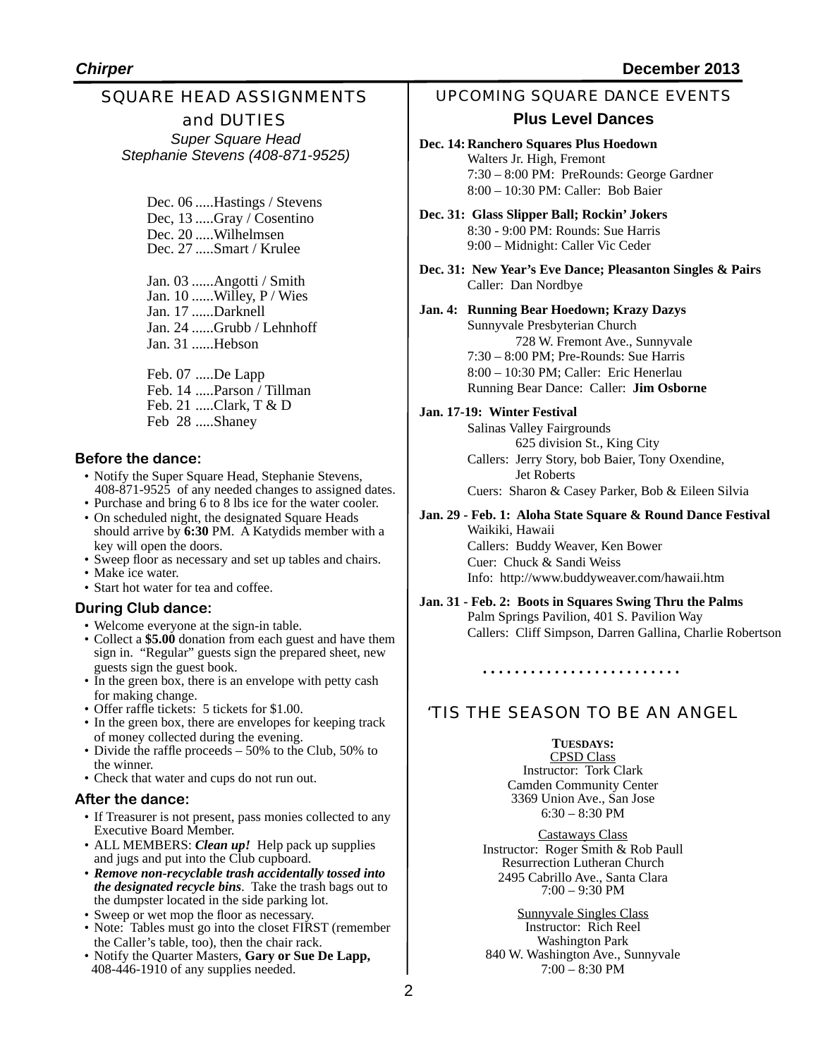## SQUARE HEAD ASSIGNMENTS and DUTIES

*Super Square Head*
*Stephanie Stevens (408-871-9525)*

Dec. 06 .....Hastings / Stevens
Dec, 13 .....Gray / Cosentino
Dec. 20 .....Wilhelmsen
Dec. 27 .....Smart / Krulee

Jan. 03 ......Angotti / Smith
Jan. 10 ......Willey, P / Wies
Jan. 17 ......Darknell
Jan. 24 ......Grubb / Lehnhoff
Jan. 31 ......Hebson

Feb. 07 .....De Lapp
Feb. 14 .....Parson / Tillman
Feb. 21 .....Clark, T & D
Feb 28 .....Shaney

### Before the dance:

- Notify the Super Square Head, Stephanie Stevens, 408-871-9525 of any needed changes to assigned dates.
- Purchase and bring 6 to 8 lbs ice for the water cooler.
- On scheduled night, the designated Square Heads should arrive by **6:30** PM. A Katydids member with a key will open the doors.
- Sweep floor as necessary and set up tables and chairs.
- Make ice water.
- Start hot water for tea and coffee.

### During Club dance:

- Welcome everyone at the sign-in table.
- Collect a **$5.00** donation from each guest and have them sign in. "Regular" guests sign the prepared sheet, new guests sign the guest book.
- In the green box, there is an envelope with petty cash for making change.
- Offer raffle tickets: 5 tickets for $1.00.
- In the green box, there are envelopes for keeping track of money collected during the evening.
- Divide the raffle proceeds – 50% to the Club, 50% to the winner.
- Check that water and cups do not run out.

### After the dance:

- If Treasurer is not present, pass monies collected to any Executive Board Member.
- ALL MEMBERS: ***Clean up!*** Help pack up supplies and jugs and put into the Club cupboard.
- ***Remove non-recyclable trash accidentally tossed into the designated recycle bins***. Take the trash bags out to the dumpster located in the side parking lot.
- Sweep or wet mop the floor as necessary.
- Note: Tables must go into the closet FIRST (remember the Caller's table, too), then the chair rack.
- Notify the Quarter Masters, **Gary or Sue De Lapp,** 408-446-1910 of any supplies needed.

## UPCOMING SQUARE DANCE EVENTS

### Plus Level Dances

**Dec. 14: Ranchero Squares Plus Hoedown**
Walters Jr. High, Fremont
7:30 – 8:00 PM: PreRounds: George Gardner
8:00 – 10:30 PM: Caller: Bob Baier

**Dec. 31: Glass Slipper Ball; Rockin' Jokers**
8:30 - 9:00 PM: Rounds: Sue Harris
9:00 – Midnight: Caller Vic Ceder

**Dec. 31: New Year's Eve Dance; Pleasanton Singles & Pairs**
Caller: Dan Nordbye

**Jan. 4: Running Bear Hoedown; Krazy Dazys**
Sunnyvale Presbyterian Church
728 W. Fremont Ave., Sunnyvale
7:30 – 8:00 PM; Pre-Rounds: Sue Harris
8:00 – 10:30 PM; Caller: Eric Henerlau
Running Bear Dance: Caller: **Jim Osborne**

**Jan. 17-19: Winter Festival**
Salinas Valley Fairgrounds
625 division St., King City
Callers: Jerry Story, bob Baier, Tony Oxendine, Jet Roberts
Cuers: Sharon & Casey Parker, Bob & Eileen Silvia

**Jan. 29 - Feb. 1: Aloha State Square & Round Dance Festival**
Waikiki, Hawaii
Callers: Buddy Weaver, Ken Bower
Cuer: Chuck & Sandi Weiss
Info: http://www.buddyweaver.com/hawaii.htm

**Jan. 31 - Feb. 2: Boots in Squares Swing Thru the Palms**
Palm Springs Pavilion, 401 S. Pavilion Way
Callers: Cliff Simpson, Darren Gallina, Charlie Robertson

## 'TIS THE SEASON TO BE AN ANGEL

**TUESDAYS:**

CPSD Class
Instructor: Tork Clark
Camden Community Center
3369 Union Ave., San Jose
6:30 – 8:30 PM

Castaways Class
Instructor: Roger Smith & Rob Paull
Resurrection Lutheran Church
2495 Cabrillo Ave., Santa Clara
7:00 – 9:30 PM

Sunnyvale Singles Class
Instructor: Rich Reel
Washington Park
840 W. Washington Ave., Sunnyvale
7:00 – 8:30 PM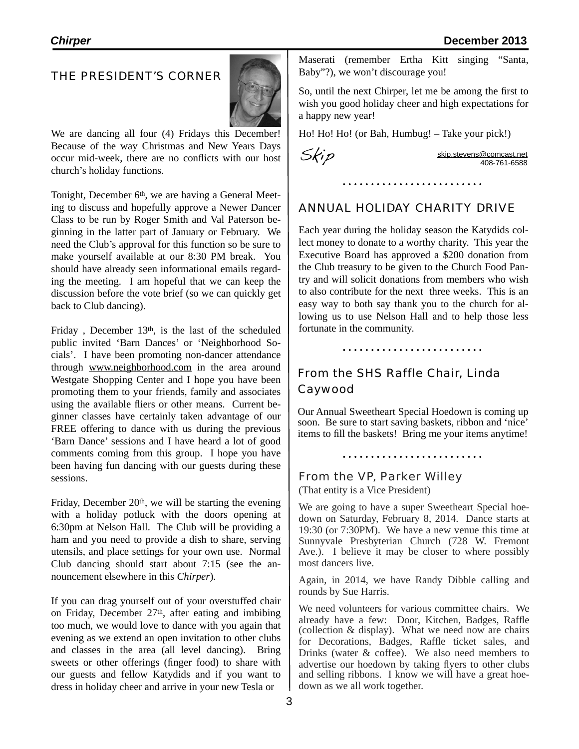## THE PRESIDENT'S CORNER

We are dancing all four (4) Fridays this December! Because of the way Christmas and New Years Days occur mid-week, there are no conflicts with our host church's holiday functions.

Tonight, December 6th, we are having a General Meeting to discuss and hopefully approve a Newer Dancer Class to be run by Roger Smith and Val Paterson beginning in the latter part of January or February. We need the Club's approval for this function so be sure to make yourself available at our 8:30 PM break. You should have already seen informational emails regarding the meeting. I am hopeful that we can keep the discussion before the vote brief (so we can quickly get back to Club dancing).

Friday , December 13th, is the last of the scheduled public invited 'Barn Dances' or 'Neighborhood Socials'. I have been promoting non-dancer attendance through www.neighborhood.com in the area around Westgate Shopping Center and I hope you have been promoting them to your friends, family and associates using the available fliers or other means. Current beginner classes have certainly taken advantage of our FREE offering to dance with us during the previous 'Barn Dance' sessions and I have heard a lot of good comments coming from this group. I hope you have been having fun dancing with our guests during these sessions.

Friday, December 20th, we will be starting the evening with a holiday potluck with the doors opening at 6:30pm at Nelson Hall. The Club will be providing a ham and you need to provide a dish to share, serving utensils, and place settings for your own use. Normal Club dancing should start about 7:15 (see the announcement elsewhere in this *Chirper*).

If you can drag yourself out of your overstuffed chair on Friday, December 27th, after eating and imbibing too much, we would love to dance with you again that evening as we extend an open invitation to other clubs and classes in the area (all level dancing). Bring sweets or other offerings (finger food) to share with our guests and fellow Katydids and if you want to dress in holiday cheer and arrive in your new Tesla or Maserati (remember Ertha Kitt singing "Santa, Baby"?), we won't discourage you!

So, until the next Chirper, let me be among the first to wish you good holiday cheer and high expectations for a happy new year!

Ho! Ho! Ho! (or Bah, Humbug! – Take your pick!)

Skip

skip.stevens@comcast.net
408-761-6588

........................

## ANNUAL HOLIDAY CHARITY DRIVE

Each year during the holiday season the Katydids collect money to donate to a worthy charity. This year the Executive Board has approved a $200 donation from the Club treasury to be given to the Church Food Pantry and will solicit donations from members who wish to also contribute for the next three weeks. This is an easy way to both say thank you to the church for allowing us to use Nelson Hall and to help those less fortunate in the community.

........................

## From the SHS Raffle Chair, Linda Caywood

Our Annual Sweetheart Special Hoedown is coming up soon. Be sure to start saving baskets, ribbon and 'nice' items to fill the baskets! Bring me your items anytime!

........................

## From the VP, Parker Willey

(That entity is a Vice President)

We are going to have a super Sweetheart Special hoedown on Saturday, February 8, 2014. Dance starts at 19:30 (or 7:30PM). We have a new venue this time at Sunnyvale Presbyterian Church (728 W. Fremont Ave.). I believe it may be closer to where possibly most dancers live.

Again, in 2014, we have Randy Dibble calling and rounds by Sue Harris.

We need volunteers for various committee chairs. We already have a few: Door, Kitchen, Badges, Raffle (collection & display). What we need now are chairs for Decorations, Badges, Raffle ticket sales, and Drinks (water & coffee). We also need members to advertise our hoedown by taking flyers to other clubs and selling ribbons. I know we will have a great hoedown as we all work together.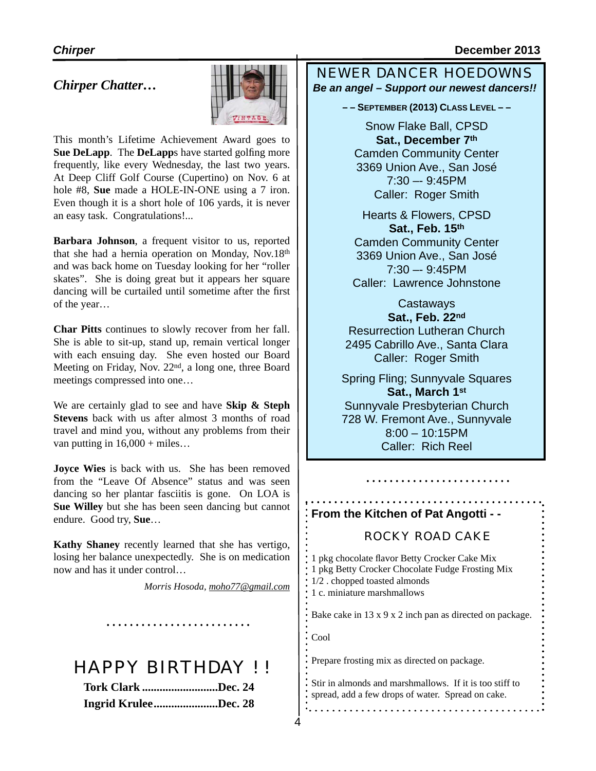## *Chirper Chatter…*

This month's Lifetime Achievement Award goes to **Sue DeLapp**. The **DeLapp**s have started golfing more frequently, like every Wednesday, the last two years. At Deep Cliff Golf Course (Cupertino) on Nov. 6 at hole #8, **Sue** made a HOLE-IN-ONE using a 7 iron. Even though it is a short hole of 106 yards, it is never an easy task. Congratulations!...

**Barbara Johnson**, a frequent visitor to us, reported that she had a hernia operation on Monday, Nov.18th and was back home on Tuesday looking for her "roller skates". She is doing great but it appears her square dancing will be curtailed until sometime after the first of the year…

**Char Pitts** continues to slowly recover from her fall. She is able to sit-up, stand up, remain vertical longer with each ensuing day. She even hosted our Board Meeting on Friday, Nov. 22nd, a long one, three Board meetings compressed into one…

We are certainly glad to see and have **Skip & Steph Stevens** back with us after almost 3 months of road travel and mind you, without any problems from their van putting in 16,000 + miles…

**Joyce Wies** is back with us. She has been removed from the "Leave Of Absence" status and was seen dancing so her plantar fasciitis is gone. On LOA is **Sue Willey** but she has been seen dancing but cannot endure. Good try, **Sue**…

**Kathy Shaney** recently learned that she has vertigo, losing her balance unexpectedly. She is on medication now and has it under control…

*Morris Hosoda, moho77@gmail.com*

. . . . . . . . . . . . . . . . . . . . . . . .

# HAPPY BIRTHDAY ! !

**Tork Clark ..........................Dec. 24**
**Ingrid Krulee......................Dec. 28**

# NEWER DANCER HOEDOWNS

***Be an angel – Support our newest dancers!!***

**– – SEPTEMBER (2013) CLASS LEVEL – –**

Snow Flake Ball, CPSD
**Sat., December 7th**
Camden Community Center
3369 Union Ave., San José
7:30 –- 9:45PM
Caller: Roger Smith

Hearts & Flowers, CPSD
**Sat., Feb. 15th**
Camden Community Center
3369 Union Ave., San José
7:30 –- 9:45PM
Caller: Lawrence Johnstone

Castaways
**Sat., Feb. 22nd**
Resurrection Lutheran Church
2495 Cabrillo Ave., Santa Clara
Caller: Roger Smith

Spring Fling; Sunnyvale Squares
**Sat., March 1st**
Sunnyvale Presbyterian Church
728 W. Fremont Ave., Sunnyvale
8:00 – 10:15PM
Caller: Rich Reel

. . . . . . . . . . . . . . . . . . . . . . . .

**From the Kitchen of Pat Angotti - -**

## ROCKY ROAD CAKE

1 pkg chocolate flavor Betty Crocker Cake Mix
1 pkg Betty Crocker Chocolate Fudge Frosting Mix
1/2 . chopped toasted almonds
1 c. miniature marshmallows

Bake cake in 13 x 9 x 2 inch pan as directed on package.

Cool

Prepare frosting mix as directed on package.

Stir in almonds and marshmallows. If it is too stiff to spread, add a few drops of water. Spread on cake.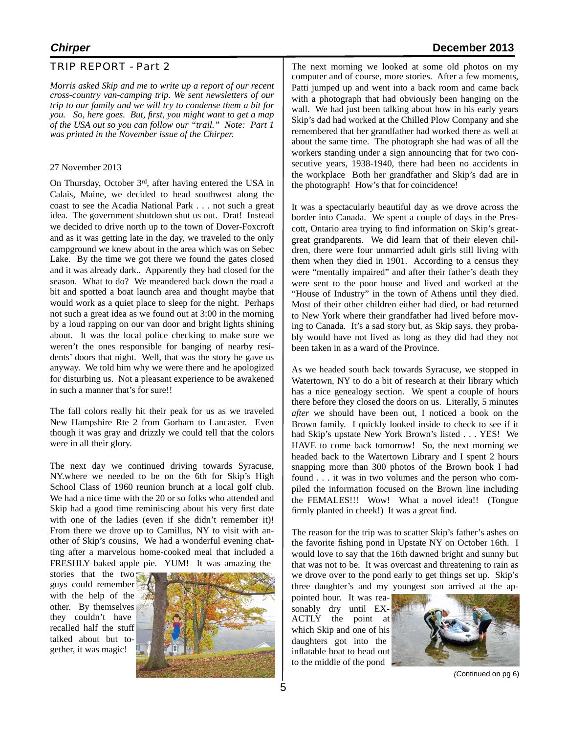## TRIP REPORT - Part 2

*Morris asked Skip and me to write up a report of our recent cross-country van-camping trip. We sent newsletters of our trip to our family and we will try to condense them a bit for you. So, here goes. But, first, you might want to get a map of the USA out so you can follow our "trail." Note: Part 1 was printed in the November issue of the Chirper.*

27 November 2013

On Thursday, October 3rd, after having entered the USA in Calais, Maine, we decided to head southwest along the coast to see the Acadia National Park . . . not such a great idea. The government shutdown shut us out. Drat! Instead we decided to drive north up to the town of Dover-Foxcroft and as it was getting late in the day, we traveled to the only campground we knew about in the area which was on Sebec Lake. By the time we got there we found the gates closed and it was already dark.. Apparently they had closed for the season. What to do? We meandered back down the road a bit and spotted a boat launch area and thought maybe that would work as a quiet place to sleep for the night. Perhaps not such a great idea as we found out at 3:00 in the morning by a loud rapping on our van door and bright lights shining about. It was the local police checking to make sure we weren't the ones responsible for banging of nearby residents' doors that night. Well, that was the story he gave us anyway. We told him why we were there and he apologized for disturbing us. Not a pleasant experience to be awakened in such a manner that's for sure!!

The fall colors really hit their peak for us as we traveled New Hampshire Rte 2 from Gorham to Lancaster. Even though it was gray and drizzly we could tell that the colors were in all their glory.

The next day we continued driving towards Syracuse, NY.where we needed to be on the 6th for Skip's High School Class of 1960 reunion brunch at a local golf club. We had a nice time with the 20 or so folks who attended and Skip had a good time reminiscing about his very first date with one of the ladies (even if she didn't remember it)! From there we drove up to Camillus, NY to visit with another of Skip's cousins, We had a wonderful evening chatting after a marvelous home-cooked meal that included a FRESHLY baked apple pie. YUM! It was amazing the stories that the two guys could remember with the help of the other. By themselves they couldn't have recalled half the stuff talked about but together, it was magic!

The next morning we looked at some old photos on my computer and of course, more stories. After a few moments, Patti jumped up and went into a back room and came back with a photograph that had obviously been hanging on the wall. We had just been talking about how in his early years Skip's dad had worked at the Chilled Plow Company and she remembered that her grandfather had worked there as well at about the same time. The photograph she had was of all the workers standing under a sign announcing that for two consecutive years, 1938-1940, there had been no accidents in the workplace Both her grandfather and Skip's dad are in the photograph! How's that for coincidence!

It was a spectacularly beautiful day as we drove across the border into Canada. We spent a couple of days in the Prescott, Ontario area trying to find information on Skip's great-great grandparents. We did learn that of their eleven children, there were four unmarried adult girls still living with them when they died in 1901. According to a census they were "mentally impaired" and after their father's death they were sent to the poor house and lived and worked at the "House of Industry" in the town of Athens until they died. Most of their other children either had died, or had returned to New York where their grandfather had lived before moving to Canada. It's a sad story but, as Skip says, they probably would have not lived as long as they did had they not been taken in as a ward of the Province.

As we headed south back towards Syracuse, we stopped in Watertown, NY to do a bit of research at their library which has a nice genealogy section. We spent a couple of hours there before they closed the doors on us. Literally, 5 minutes *after* we should have been out, I noticed a book on the Brown family. I quickly looked inside to check to see if it had Skip's upstate New York Brown's listed . . . YES! We HAVE to come back tomorrow! So, the next morning we headed back to the Watertown Library and I spent 2 hours snapping more than 300 photos of the Brown book I had found . . . it was in two volumes and the person who compiled the information focused on the Brown line including the FEMALES!!! Wow! What a novel idea!! (Tongue firmly planted in cheek!) It was a great find.

The reason for the trip was to scatter Skip's father's ashes on the favorite fishing pond in Upstate NY on October 16th. I would love to say that the 16th dawned bright and sunny but that was not to be. It was overcast and threatening to rain as we drove over to the pond early to get things set up. Skip's three daughter's and my youngest son arrived at the appointed hour. It was reasonably dry until EXACTLY the point at which Skip and one of his daughters got into the inflatable boat to head out to the middle of the pond

(Continued on pg 6)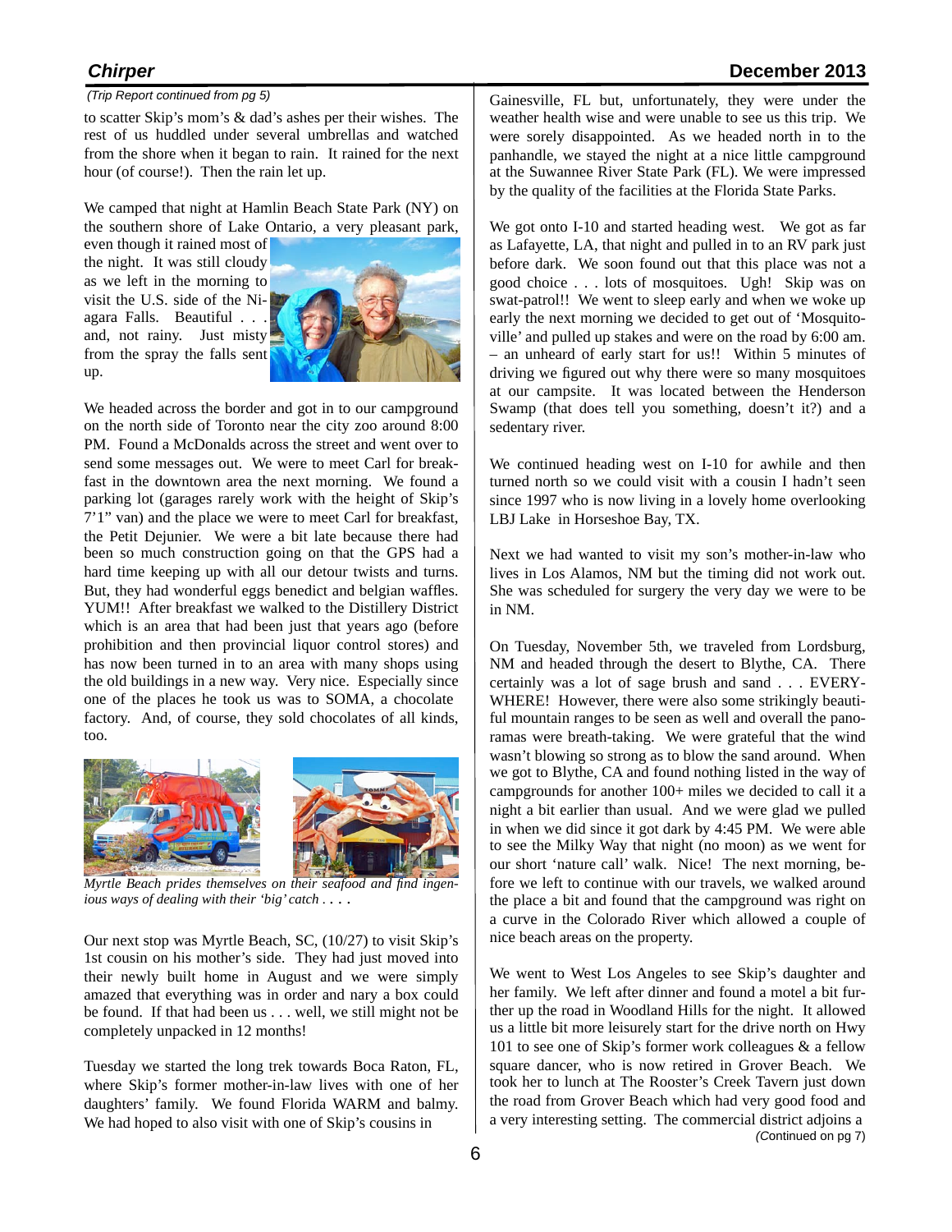*(Trip Report continued from pg 5)*

to scatter Skip's mom's & dad's ashes per their wishes. The rest of us huddled under several umbrellas and watched from the shore when it began to rain. It rained for the next hour (of course!). Then the rain let up.

We camped that night at Hamlin Beach State Park (NY) on the southern shore of Lake Ontario, a very pleasant park, even though it rained most of the night. It was still cloudy as we left in the morning to visit the U.S. side of the Niagara Falls. Beautiful . . . and, not rainy. Just misty from the spray the falls sent up.

We headed across the border and got in to our campground on the north side of Toronto near the city zoo around 8:00 PM. Found a McDonalds across the street and went over to send some messages out. We were to meet Carl for breakfast in the downtown area the next morning. We found a parking lot (garages rarely work with the height of Skip's 7'1" van) and the place we were to meet Carl for breakfast, the Petit Dejunier. We were a bit late because there had been so much construction going on that the GPS had a hard time keeping up with all our detour twists and turns. But, they had wonderful eggs benedict and belgian waffles. YUM!! After breakfast we walked to the Distillery District which is an area that had been just that years ago (before prohibition and then provincial liquor control stores) and has now been turned in to an area with many shops using the old buildings in a new way. Very nice. Especially since one of the places he took us was to SOMA, a chocolate factory. And, of course, they sold chocolates of all kinds, too.

*Myrtle Beach prides themselves on their seafood and find ingenious ways of dealing with their 'big' catch . . . .*

Our next stop was Myrtle Beach, SC, (10/27) to visit Skip's 1st cousin on his mother's side. They had just moved into their newly built home in August and we were simply amazed that everything was in order and nary a box could be found. If that had been us . . . well, we still might not be completely unpacked in 12 months!

Tuesday we started the long trek towards Boca Raton, FL, where Skip's former mother-in-law lives with one of her daughters' family. We found Florida WARM and balmy. We had hoped to also visit with one of Skip's cousins in Gainesville, FL but, unfortunately, they were under the weather health wise and were unable to see us this trip. We were sorely disappointed. As we headed north in to the panhandle, we stayed the night at a nice little campground at the Suwannee River State Park (FL). We were impressed by the quality of the facilities at the Florida State Parks.

We got onto I-10 and started heading west. We got as far as Lafayette, LA, that night and pulled in to an RV park just before dark. We soon found out that this place was not a good choice . . . lots of mosquitoes. Ugh! Skip was on swat-patrol!! We went to sleep early and when we woke up early the next morning we decided to get out of 'Mosquito-ville' and pulled up stakes and were on the road by 6:00 am. – an unheard of early start for us!! Within 5 minutes of driving we figured out why there were so many mosquitoes at our campsite. It was located between the Henderson Swamp (that does tell you something, doesn't it?) and a sedentary river.

We continued heading west on I-10 for awhile and then turned north so we could visit with a cousin I hadn't seen since 1997 who is now living in a lovely home overlooking LBJ Lake in Horseshoe Bay, TX.

Next we had wanted to visit my son's mother-in-law who lives in Los Alamos, NM but the timing did not work out. She was scheduled for surgery the very day we were to be in NM.

On Tuesday, November 5th, we traveled from Lordsburg, NM and headed through the desert to Blythe, CA. There certainly was a lot of sage brush and sand . . . EVERYWHERE! However, there were also some strikingly beautiful mountain ranges to be seen as well and overall the panoramas were breath-taking. We were grateful that the wind wasn't blowing so strong as to blow the sand around. When we got to Blythe, CA and found nothing listed in the way of campgrounds for another 100+ miles we decided to call it a night a bit earlier than usual. And we were glad we pulled in when we did since it got dark by 4:45 PM. We were able to see the Milky Way that night (no moon) as we went for our short 'nature call' walk. Nice! The next morning, before we left to continue with our travels, we walked around the place a bit and found that the campground was right on a curve in the Colorado River which allowed a couple of nice beach areas on the property.

We went to West Los Angeles to see Skip's daughter and her family. We left after dinner and found a motel a bit further up the road in Woodland Hills for the night. It allowed us a little bit more leisurely start for the drive north on Hwy 101 to see one of Skip's former work colleagues & a fellow square dancer, who is now retired in Grover Beach. We took her to lunch at The Rooster's Creek Tavern just down the road from Grover Beach which had very good food and a very interesting setting. The commercial district adjoins a

*(Continued on pg 7)*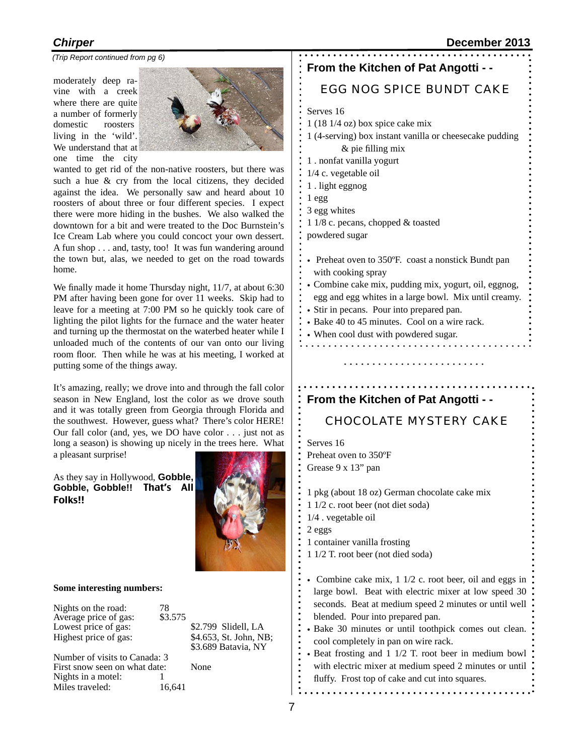*(Trip Report continued from pg 6)*

moderately deep ravine with a creek where there are quite a number of formerly domestic roosters living in the 'wild'. We understand that at one time the city wanted to get rid of the non-native roosters, but there was such a hue & cry from the local citizens, they decided against the idea. We personally saw and heard about 10 roosters of about three or four different species. I expect there were more hiding in the bushes. We also walked the downtown for a bit and were treated to the Doc Burnstein's Ice Cream Lab where you could concoct your own dessert. A fun shop . . . and, tasty, too! It was fun wandering around the town but, alas, we needed to get on the road towards home.

We finally made it home Thursday night, 11/7, at about 6:30 PM after having been gone for over 11 weeks. Skip had to leave for a meeting at 7:00 PM so he quickly took care of lighting the pilot lights for the furnace and the water heater and turning up the thermostat on the waterbed heater while I unloaded much of the contents of our van onto our living room floor. Then while he was at his meeting, I worked at putting some of the things away.

It's amazing, really; we drove into and through the fall color season in New England, lost the color as we drove south and it was totally green from Georgia through Florida and the southwest. However, guess what? There's color HERE! Our fall color (and, yes, we DO have color . . . just not as long a season) is showing up nicely in the trees here. What a pleasant surprise!

As they say in Hollywood, **Gobble, Gobble, Gobble!! That's All Folks!!**

**Some interesting numbers:**

| | | |
|---|---|---|
| Nights on the road: | 78 | |
| Average price of gas: | $3.575 | |
| Lowest price of gas: | | $2.799 Slidell, LA |
| Highest price of gas: | | $4.653, St. John, NB; $3.689 Batavia, NY |
| Number of visits to Canada: 3 | | |
| First snow seen on what date: | | None |
| Nights in a motel: | 1 | |
| Miles traveled: | 16,641 | |

## From the Kitchen of Pat Angotti - -

### EGG NOG SPICE BUNDT CAKE

Serves 16

1 (18 1/4 oz) box spice cake mix
1 (4-serving) box instant vanilla or cheesecake pudding & pie filling mix
1 . nonfat vanilla yogurt
1/4 c. vegetable oil
1 . light eggnog
1 egg
3 egg whites
1 1/8 c. pecans, chopped & toasted
powdered sugar

- Preheat oven to 350ºF. coast a nonstick Bundt pan with cooking spray
- Combine cake mix, pudding mix, yogurt, oil, eggnog, egg and egg whites in a large bowl. Mix until creamy.
- Stir in pecans. Pour into prepared pan.
- Bake 40 to 45 minutes. Cool on a wire rack.
- When cool dust with powdered sugar.

## From the Kitchen of Pat Angotti - -

### CHOCOLATE MYSTERY CAKE

Serves 16
Preheat oven to 350ºF
Grease 9 x 13" pan

1 pkg (about 18 oz) German chocolate cake mix
1 1/2 c. root beer (not diet soda)
1/4 . vegetable oil
2 eggs
1 container vanilla frosting
1 1/2 T. root beer (not died soda)

- Combine cake mix, 1 1/2 c. root beer, oil and eggs in large bowl. Beat with electric mixer at low speed 30 seconds. Beat at medium speed 2 minutes or until well blended. Pour into prepared pan.
- Bake 30 minutes or until toothpick comes out clean. cool completely in pan on wire rack.
- Beat frosting and 1 1/2 T. root beer in medium bowl with electric mixer at medium speed 2 minutes or until fluffy. Frost top of cake and cut into squares.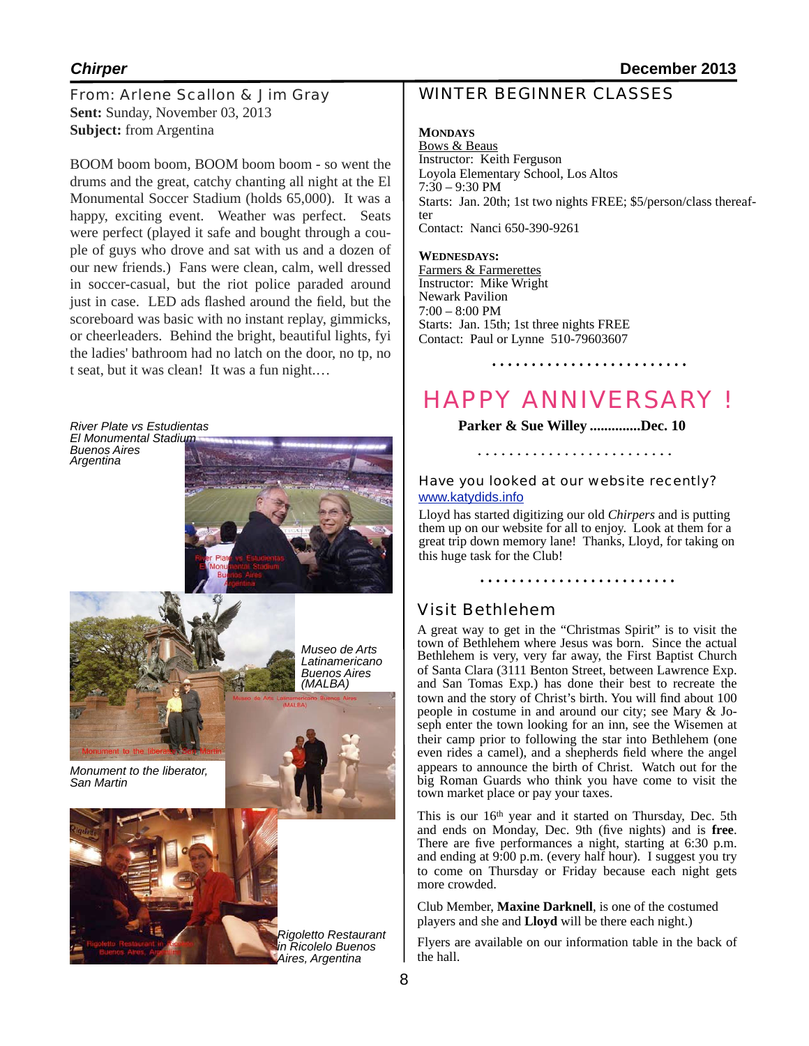## From: Arlene Scallon & Jim Gray

**Sent:** Sunday, November 03, 2013
**Subject:** from Argentina

BOOM boom boom, BOOM boom boom - so went the drums and the great, catchy chanting all night at the El Monumental Soccer Stadium (holds 65,000). It was a happy, exciting event. Weather was perfect. Seats were perfect (played it safe and bought through a couple of guys who drove and sat with us and a dozen of our new friends.) Fans were clean, calm, well dressed in soccer-casual, but the riot police paraded around just in case. LED ads flashed around the field, but the scoreboard was basic with no instant replay, gimmicks, or cheerleaders. Behind the bright, beautiful lights, fyi the ladies' bathroom had no latch on the door, no tp, no t seat, but it was clean! It was a fun night.…

*River Plate vs Estudientas*
*El Monumental Stadium*
*Buenos Aires*
*Argentina*

*Museo de Arts Latinamericano Buenos Aires (MALBA)*

*Monument to the liberator, San Martin*

*Rigoletto Restaurant in Ricolelo Buenos Aires, Argentina*

## WINTER BEGINNER CLASSES

**MONDAYS**
Bows & Beaus
Instructor: Keith Ferguson
Loyola Elementary School, Los Altos
7:30 – 9:30 PM
Starts: Jan. 20th; 1st two nights FREE; $5/person/class thereafter
Contact: Nanci 650-390-9261

**WEDNESDAYS:**
Farmers & Farmerettes
Instructor: Mike Wright
Newark Pavilion
7:00 – 8:00 PM
Starts: Jan. 15th; 1st three nights FREE
Contact: Paul or Lynne 510-79603607

. . . . . . . . . . . . . . . . . . . . . . . . .

## HAPPY ANNIVERSARY !

**Parker & Sue Willey ..............Dec. 10**

. . . . . . . . . . . . . . . . . . . . . . . . .

### Have you looked at our website recently?

www.katydids.info

Lloyd has started digitizing our old *Chirpers* and is putting them up on our website for all to enjoy. Look at them for a great trip down memory lane! Thanks, Lloyd, for taking on this huge task for the Club!

. . . . . . . . . . . . . . . . . . . . . . . . .

### Visit Bethlehem

A great way to get in the "Christmas Spirit" is to visit the town of Bethlehem where Jesus was born. Since the actual Bethlehem is very, very far away, the First Baptist Church of Santa Clara (3111 Benton Street, between Lawrence Exp. and San Tomas Exp.) has done their best to recreate the town and the story of Christ's birth. You will find about 100 people in costume in and around our city; see Mary & Joseph enter the town looking for an inn, see the Wisemen at their camp prior to following the star into Bethlehem (one even rides a camel), and a shepherds field where the angel appears to announce the birth of Christ. Watch out for the big Roman Guards who think you have come to visit the town market place or pay your taxes.

This is our 16th year and it started on Thursday, Dec. 5th and ends on Monday, Dec. 9th (five nights) and is **free**. There are five performances a night, starting at 6:30 p.m. and ending at 9:00 p.m. (every half hour). I suggest you try to come on Thursday or Friday because each night gets more crowded.

Club Member, **Maxine Darknell**, is one of the costumed players and she and **Lloyd** will be there each night.)

Flyers are available on our information table in the back of the hall.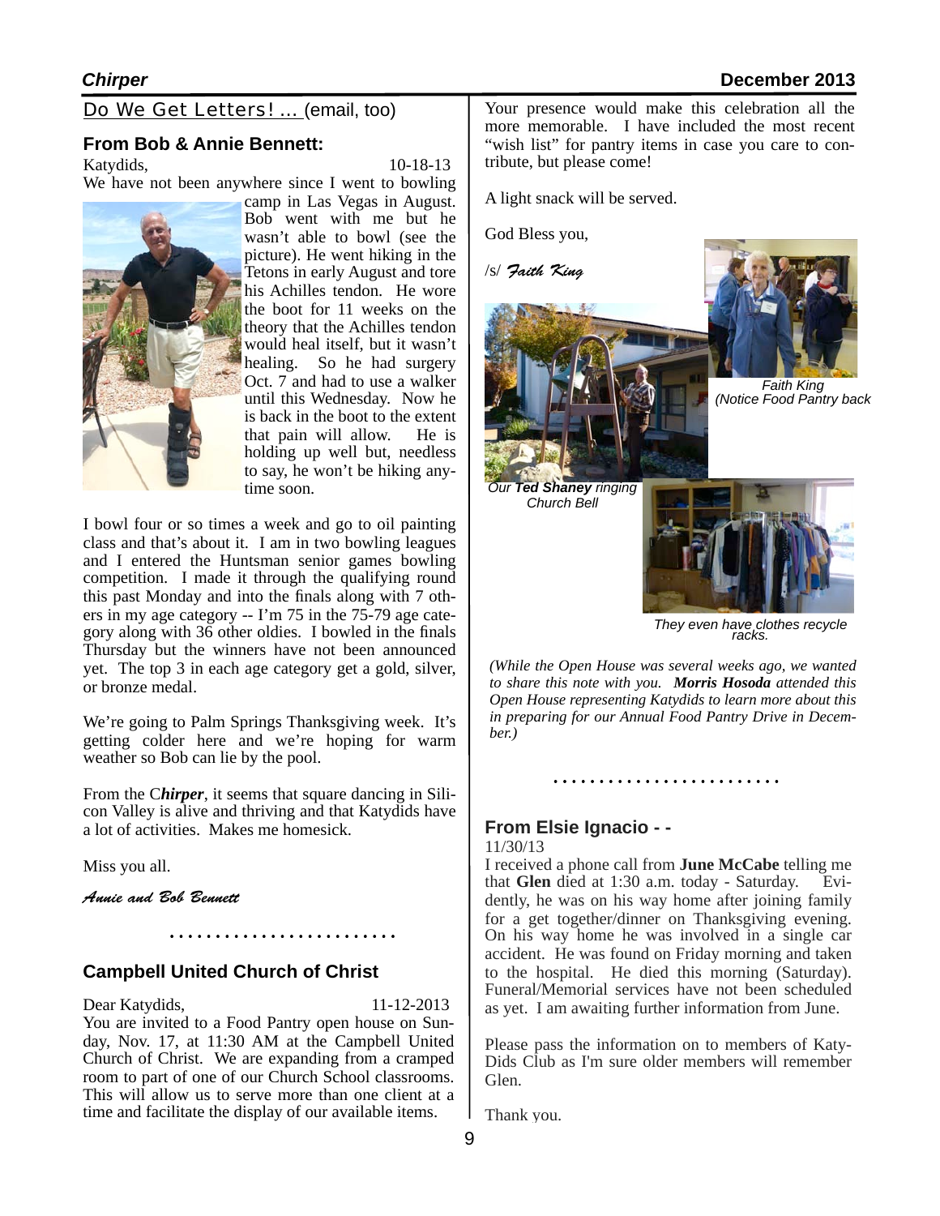## Do We Get Letters! ... (email, too)

### From Bob & Annie Bennett:

Katydids, 10-18-13

We have not been anywhere since I went to bowling camp in Las Vegas in August. Bob went with me but he wasn't able to bowl (see the picture). He went hiking in the Tetons in early August and tore his Achilles tendon. He wore the boot for 11 weeks on the theory that the Achilles tendon would heal itself, but it wasn't healing. So he had surgery Oct. 7 and had to use a walker until this Wednesday. Now he is back in the boot to the extent that pain will allow. He is holding up well but, needless to say, he won't be hiking anytime soon.

I bowl four or so times a week and go to oil painting class and that's about it. I am in two bowling leagues and I entered the Huntsman senior games bowling competition. I made it through the qualifying round this past Monday and into the finals along with 7 others in my age category -- I'm 75 in the 75-79 age category along with 36 other oldies. I bowled in the finals Thursday but the winners have not been announced yet. The top 3 in each age category get a gold, silver, or bronze medal.

We're going to Palm Springs Thanksgiving week. It's getting colder here and we're hoping for warm weather so Bob can lie by the pool.

From the C***hirper***, it seems that square dancing in Silicon Valley is alive and thriving and that Katydids have a lot of activities. Makes me homesick.

Miss you all.

*Annie and Bob Bennett*

. . . . . . . . . . . . . . . . . . . . . . . .

### Campbell United Church of Christ

Dear Katydids, 11-12-2013

You are invited to a Food Pantry open house on Sunday, Nov. 17, at 11:30 AM at the Campbell United Church of Christ. We are expanding from a cramped room to part of one of our Church School classrooms. This will allow us to serve more than one client at a time and facilitate the display of our available items.

Your presence would make this celebration all the more memorable. I have included the most recent "wish list" for pantry items in case you care to contribute, but please come!

A light snack will be served.

God Bless you,

/s/ *Faith King*

*Faith King (Notice Food Pantry back*

*Our **Ted Shaney** ringing Church Bell*

*They even have clothes recycle racks.*

*(While the Open House was several weeks ago, we wanted to share this note with you. **Morris Hosoda** attended this Open House representing Katydids to learn more about this in preparing for our Annual Food Pantry Drive in December.)*

. . . . . . . . . . . . . . . . . . . . . . . .

### From Elsie Ignacio - -

11/30/13

I received a phone call from **June McCabe** telling me that **Glen** died at 1:30 a.m. today - Saturday. Evidently, he was on his way home after joining family for a get together/dinner on Thanksgiving evening. On his way home he was involved in a single car accident. He was found on Friday morning and taken to the hospital. He died this morning (Saturday). Funeral/Memorial services have not been scheduled as yet. I am awaiting further information from June.

Please pass the information on to members of Katy-Dids Club as I'm sure older members will remember Glen.

Thank you.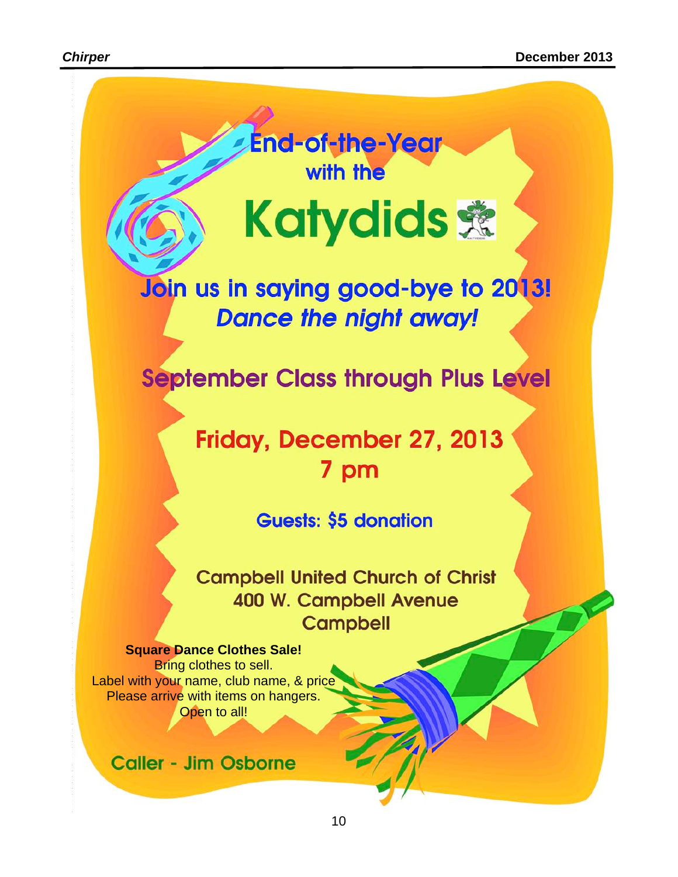# End-of-the-Year with the Katydids

## Join us in saying good-bye to 2013!
*Dance the night away!*

## September Class through Plus Level

## Friday, December 27, 2013
## 7 pm

Guests: $5 donation

Campbell United Church of Christ
400 W. Campbell Avenue
Campbell

**Square Dance Clothes Sale!**
Bring clothes to sell.
Label with your name, club name, & price
Please arrive with items on hangers.
Open to all!

Caller - Jim Osborne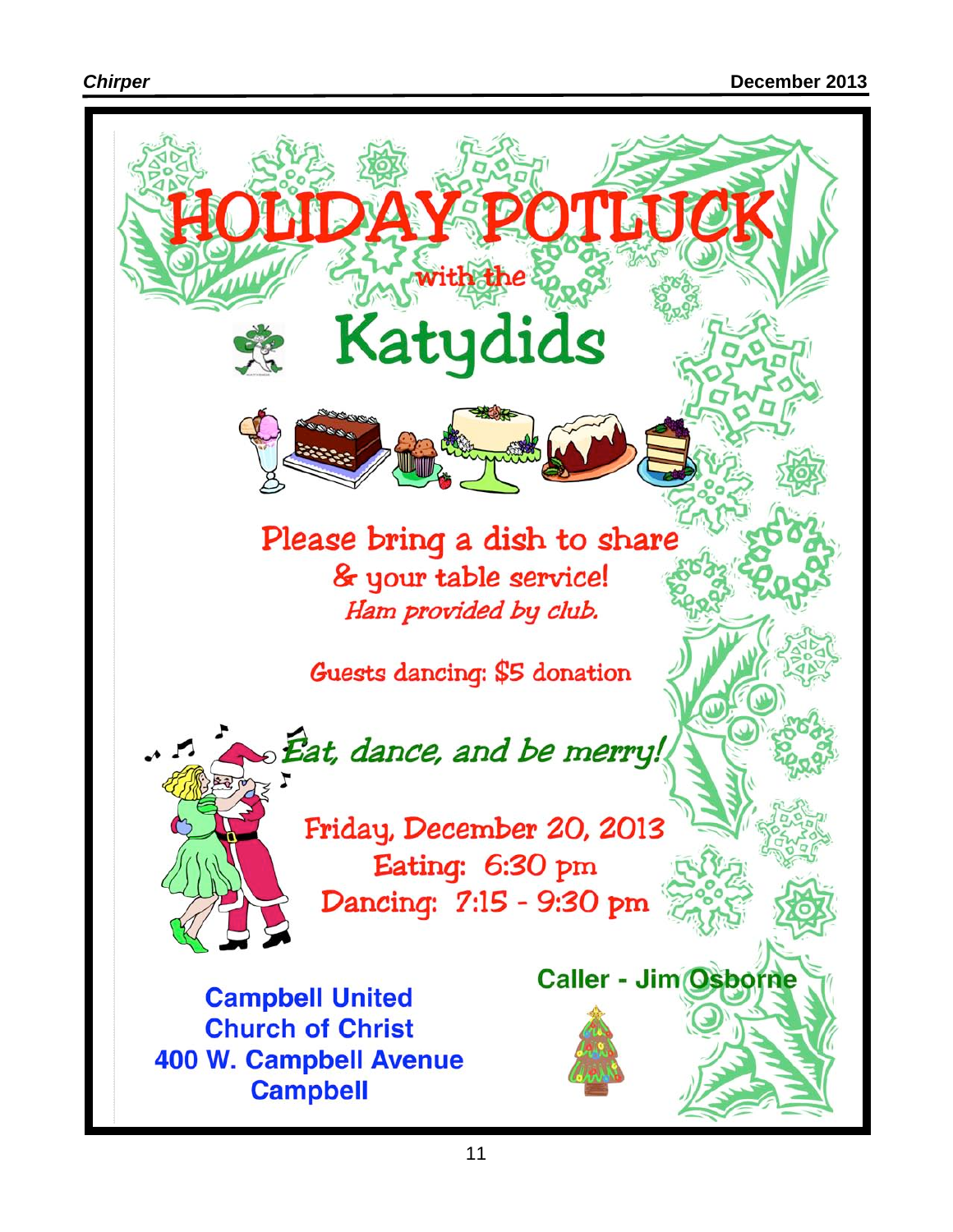# HOLIDAY POTLUCK

with the

## Katydids

Please bring a dish to share
& your table service!
*Ham provided by club.*

Guests dancing: $5 donation

*Eat, dance, and be merry!*

Friday, December 20, 2013
Eating: 6:30 pm
Dancing: 7:15 - 9:30 pm

**Caller - Jim Osborne**

**Campbell United
Church of Christ
400 W. Campbell Avenue
Campbell**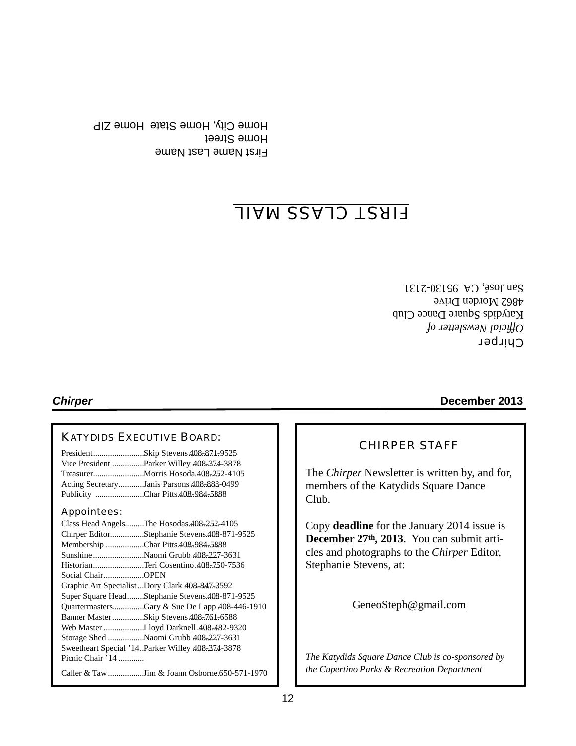Chirper
*Official Newsletter of*
Katydids Square Dance Club
4862 Morden Drive
San José, CA 95130-2131

FIRST CLASS MAIL

First Name Last Name
Home Street
Home City, Home State Home ZIP

## KATYDIDS EXECUTIVE BOARD:

President........................Skip Stevens 408-871-9525
Vice President ...............Parker Willey 408-374-3878
Treasurer........................Morris Hosoda 408-252-4105
Acting Secretary............Janis Parsons 408-888-0499
Publicity .......................Char Pitts 408-984-5888

### Appointees:

Class Head Angels.........The Hosodas 408-252-4105
Chirper Editor................Stephanie Stevens 408-871-9525
Membership ..................Char Pitts 408-984-5888
Sunshine........................Naomi Grubb 408-227-3631
Historian........................Teri Cosentino 408-750-7536
Social Chair...................OPEN
Graphic Art Specialist...Dory Clark 408-847-3592
Super Square Head........Stephanie Stevens 408-871-9525
Quartermasters..............Gary & Sue De Lapp 408-446-1910
Banner Master...............Skip Stevens 408-761-6588
Web Master ...................Lloyd Darknell 408-482-9320
Storage Shed .................Naomi Grubb 408-227-3631
Sweetheart Special ’14..Parker Willey 408-374-3878
Picnic Chair ’14 ............

Caller & Taw.................Jim & Joann Osborne 650-571-1970

## CHIRPER STAFF

The *Chirper* Newsletter is written by, and for, members of the Katydids Square Dance Club.

Copy **deadline** for the January 2014 issue is **December 27th, 2013**. You can submit articles and photographs to the *Chirper* Editor, Stephanie Stevens, at:

GeneoSteph@gmail.com

*The Katydids Square Dance Club is co-sponsored by the Cupertino Parks & Recreation Department*